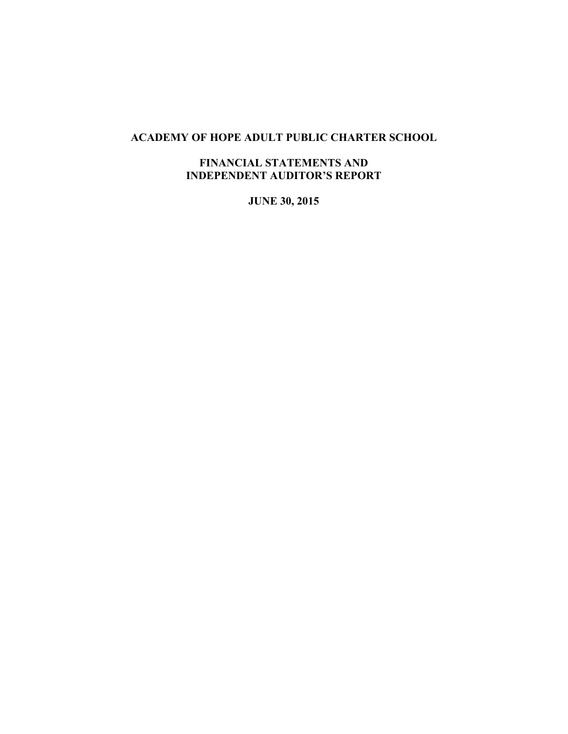# ACADEMY OF HOPE ADULT PUBLIC CHARTER SCHOOL

## FINANCIAL STATEMENTS AND INDEPENDENT AUDITOR'S REPORT

## JUNE 30, 2015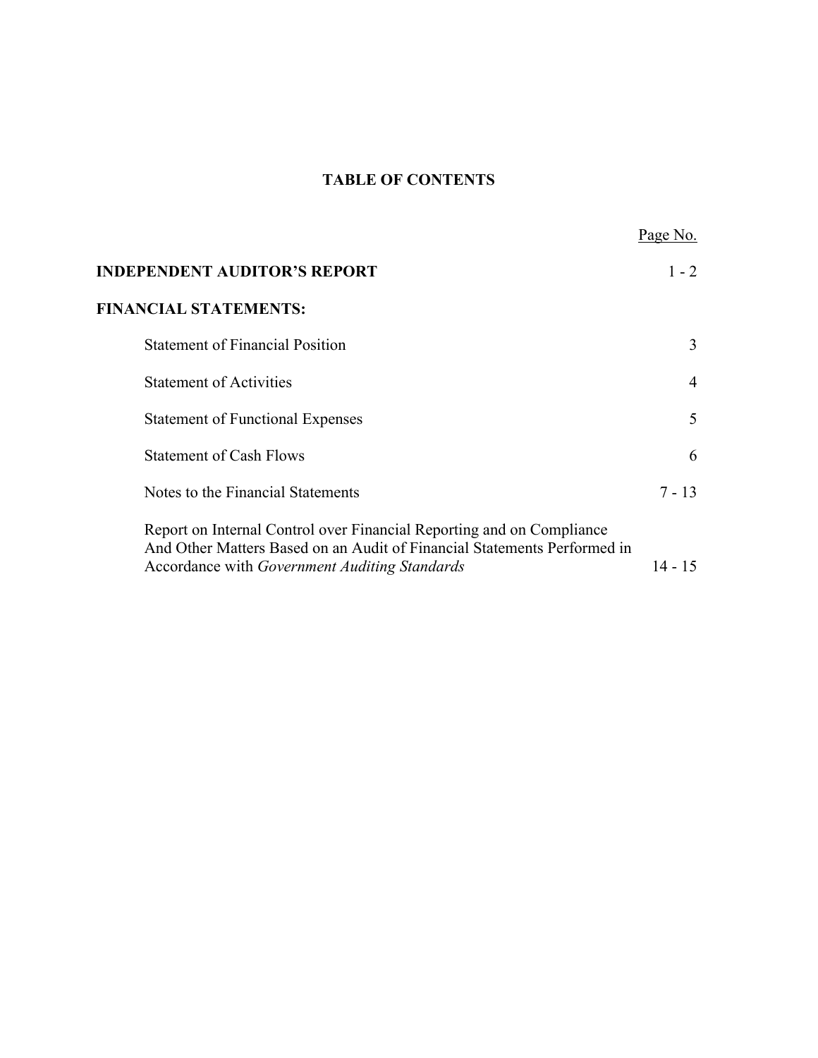# TABLE OF CONTENTS

| | Page No. |
|---|---|
| **INDEPENDENT AUDITOR'S REPORT** | 1 - 2 |
| **FINANCIAL STATEMENTS:** | |
| Statement of Financial Position | 3 |
| Statement of Activities | 4 |
| Statement of Functional Expenses | 5 |
| Statement of Cash Flows | 6 |
| Notes to the Financial Statements | 7 - 13 |
| Report on Internal Control over Financial Reporting and on Compliance And Other Matters Based on an Audit of Financial Statements Performed in Accordance with *Government Auditing Standards* | 14 - 15 |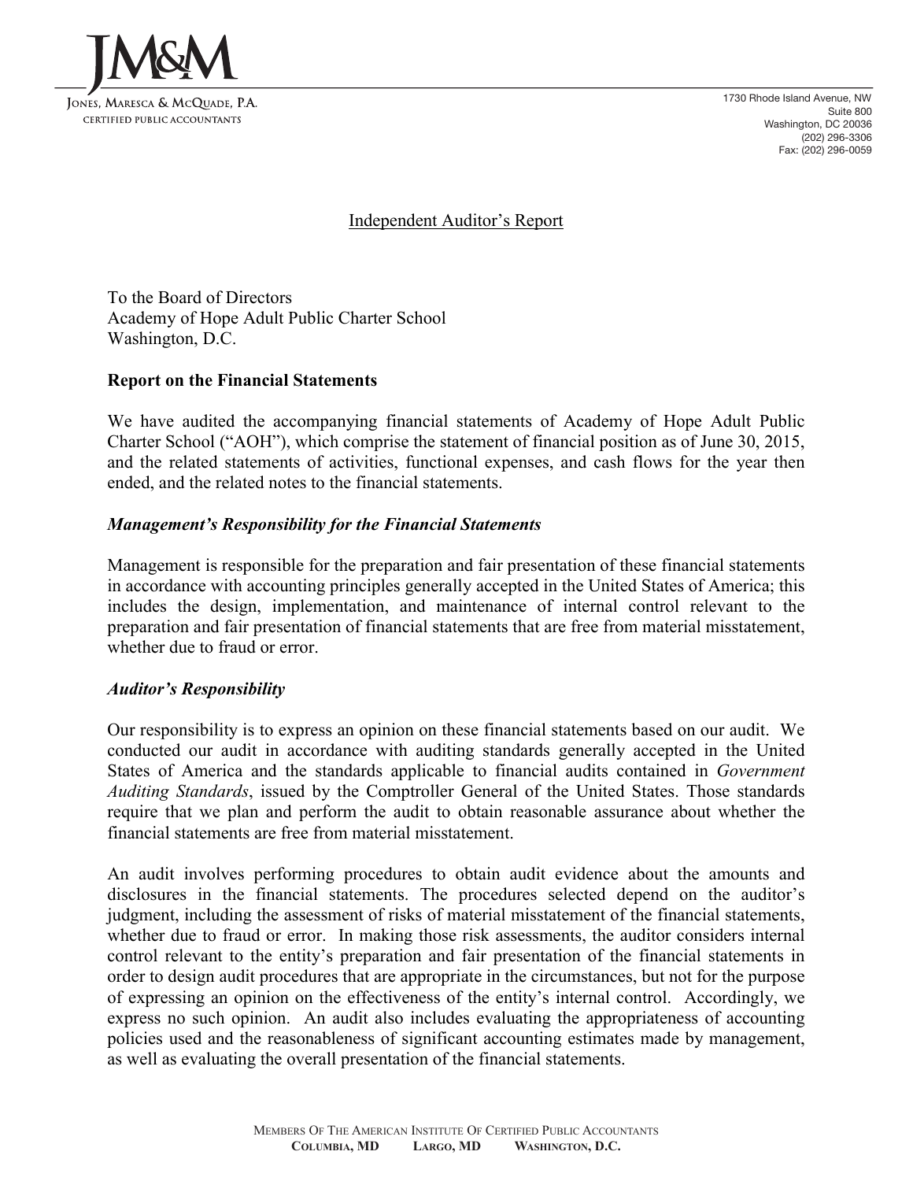JONES, MARESCA & MCQUADE, P.A.
CERTIFIED PUBLIC ACCOUNTANTS

1730 Rhode Island Avenue, NW
Suite 800
Washington, DC 20036
(202) 296-3306
Fax: (202) 296-0059

# Independent Auditor's Report

To the Board of Directors
Academy of Hope Adult Public Charter School
Washington, D.C.

## Report on the Financial Statements

We have audited the accompanying financial statements of Academy of Hope Adult Public Charter School ("AOH"), which comprise the statement of financial position as of June 30, 2015, and the related statements of activities, functional expenses, and cash flows for the year then ended, and the related notes to the financial statements.

### *Management's Responsibility for the Financial Statements*

Management is responsible for the preparation and fair presentation of these financial statements in accordance with accounting principles generally accepted in the United States of America; this includes the design, implementation, and maintenance of internal control relevant to the preparation and fair presentation of financial statements that are free from material misstatement, whether due to fraud or error.

### *Auditor's Responsibility*

Our responsibility is to express an opinion on these financial statements based on our audit. We conducted our audit in accordance with auditing standards generally accepted in the United States of America and the standards applicable to financial audits contained in *Government Auditing Standards*, issued by the Comptroller General of the United States. Those standards require that we plan and perform the audit to obtain reasonable assurance about whether the financial statements are free from material misstatement.

An audit involves performing procedures to obtain audit evidence about the amounts and disclosures in the financial statements. The procedures selected depend on the auditor's judgment, including the assessment of risks of material misstatement of the financial statements, whether due to fraud or error. In making those risk assessments, the auditor considers internal control relevant to the entity's preparation and fair presentation of the financial statements in order to design audit procedures that are appropriate in the circumstances, but not for the purpose of expressing an opinion on the effectiveness of the entity's internal control. Accordingly, we express no such opinion. An audit also includes evaluating the appropriateness of accounting policies used and the reasonableness of significant accounting estimates made by management, as well as evaluating the overall presentation of the financial statements.

MEMBERS OF THE AMERICAN INSTITUTE OF CERTIFIED PUBLIC ACCOUNTANTS
**COLUMBIA, MD LARGO, MD WASHINGTON, D.C.**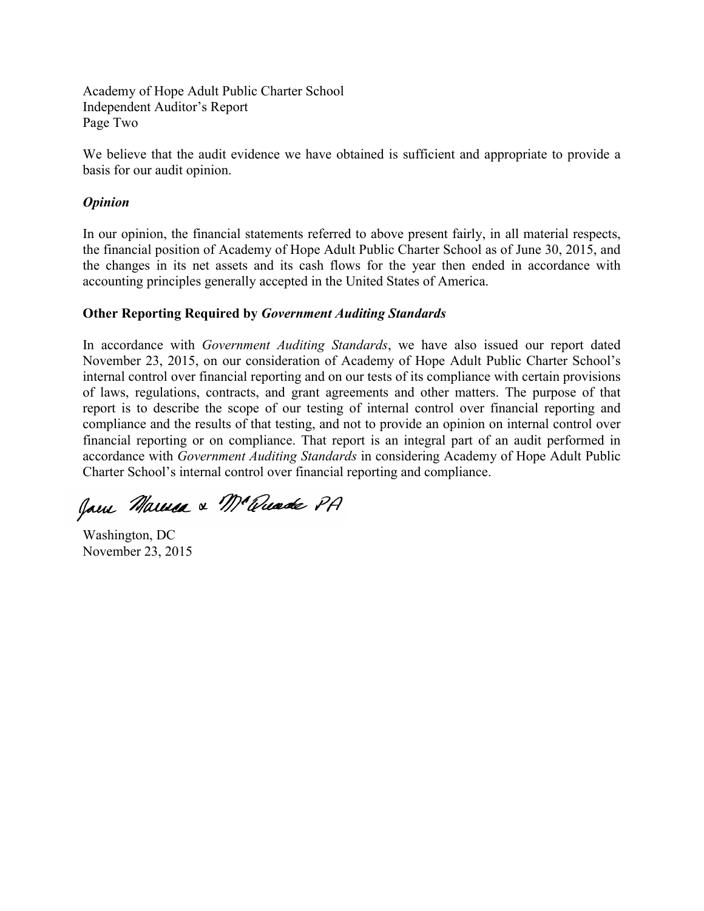Academy of Hope Adult Public Charter School
Independent Auditor's Report
Page Two

We believe that the audit evidence we have obtained is sufficient and appropriate to provide a basis for our audit opinion.

***Opinion***

In our opinion, the financial statements referred to above present fairly, in all material respects, the financial position of Academy of Hope Adult Public Charter School as of June 30, 2015, and the changes in its net assets and its cash flows for the year then ended in accordance with accounting principles generally accepted in the United States of America.

**Other Reporting Required by *Government Auditing Standards***

In accordance with *Government Auditing Standards*, we have also issued our report dated November 23, 2015, on our consideration of Academy of Hope Adult Public Charter School's internal control over financial reporting and on our tests of its compliance with certain provisions of laws, regulations, contracts, and grant agreements and other matters. The purpose of that report is to describe the scope of our testing of internal control over financial reporting and compliance and the results of that testing, and not to provide an opinion on internal control over financial reporting or on compliance. That report is an integral part of an audit performed in accordance with *Government Auditing Standards* in considering Academy of Hope Adult Public Charter School's internal control over financial reporting and compliance.

Jane Marzza & McQuade PA

Washington, DC
November 23, 2015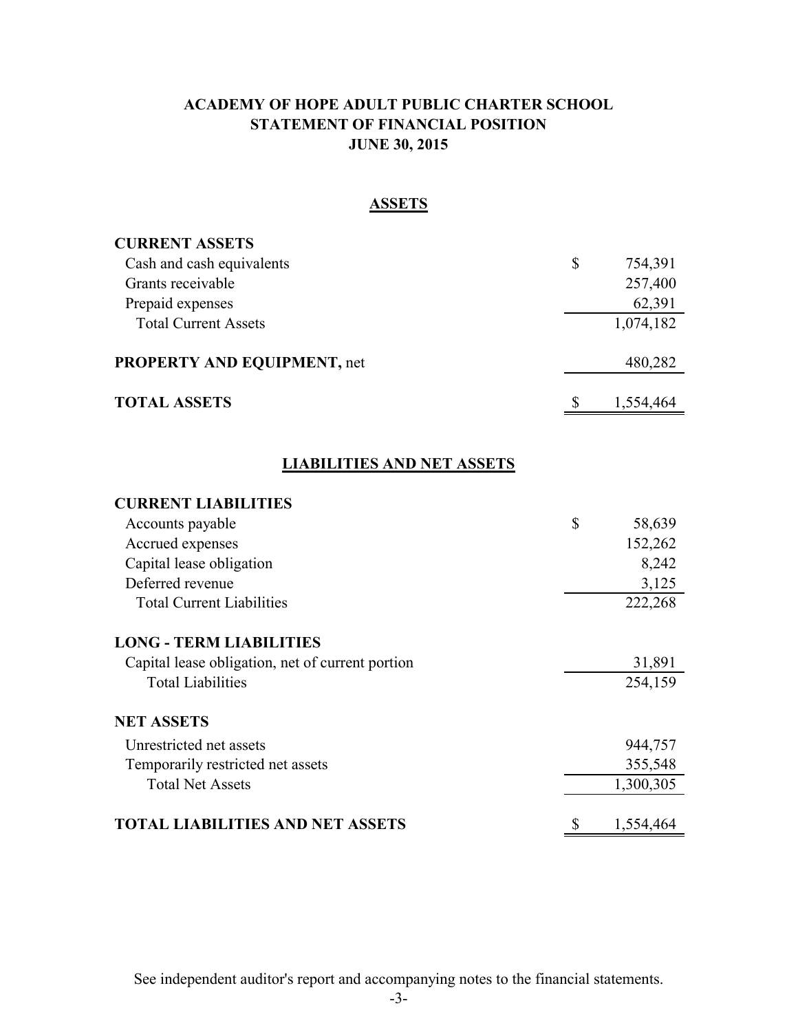# ACADEMY OF HOPE ADULT PUBLIC CHARTER SCHOOL
## STATEMENT OF FINANCIAL POSITION
### JUNE 30, 2015

**ASSETS**

| | |
|---|---|
| **CURRENT ASSETS** | |
| Cash and cash equivalents | $ 754,391 |
| Grants receivable | 257,400 |
| Prepaid expenses | 62,391 |
| Total Current Assets | 1,074,182 |
| | |
| **PROPERTY AND EQUIPMENT,** net | 480,282 |
| | |
| **TOTAL ASSETS** | $ 1,554,464 |

**LIABILITIES AND NET ASSETS**

| | |
|---|---|
| **CURRENT LIABILITIES** | |
| Accounts payable | $ 58,639 |
| Accrued expenses | 152,262 |
| Capital lease obligation | 8,242 |
| Deferred revenue | 3,125 |
| Total Current Liabilities | 222,268 |
| | |
| **LONG - TERM LIABILITIES** | |
| Capital lease obligation, net of current portion | 31,891 |
| Total Liabilities | 254,159 |
| | |
| **NET ASSETS** | |
| Unrestricted net assets | 944,757 |
| Temporarily restricted net assets | 355,548 |
| Total Net Assets | 1,300,305 |
| | |
| **TOTAL LIABILITIES AND NET ASSETS** | $ 1,554,464 |

See independent auditor's report and accompanying notes to the financial statements.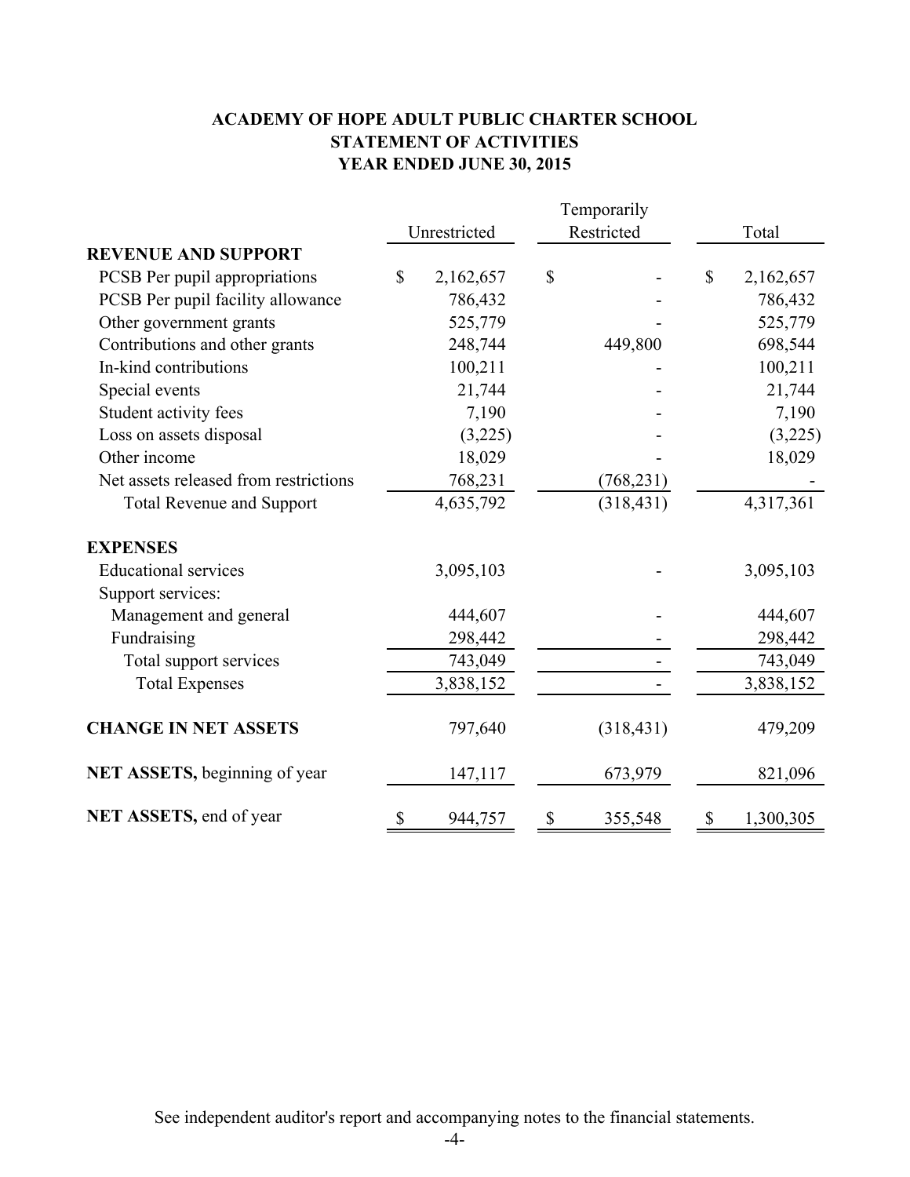# ACADEMY OF HOPE ADULT PUBLIC CHARTER SCHOOL
## STATEMENT OF ACTIVITIES
### YEAR ENDED JUNE 30, 2015

| | Unrestricted | Temporarily Restricted | Total |
|---|---|---|---|
| **REVENUE AND SUPPORT** | | | |
| PCSB Per pupil appropriations | $ 2,162,657 | $ - | $ 2,162,657 |
| PCSB Per pupil facility allowance | 786,432 | - | 786,432 |
| Other government grants | 525,779 | - | 525,779 |
| Contributions and other grants | 248,744 | 449,800 | 698,544 |
| In-kind contributions | 100,211 | - | 100,211 |
| Special events | 21,744 | - | 21,744 |
| Student activity fees | 7,190 | - | 7,190 |
| Loss on assets disposal | (3,225) | - | (3,225) |
| Other income | 18,029 | - | 18,029 |
| Net assets released from restrictions | 768,231 | (768,231) | - |
| Total Revenue and Support | 4,635,792 | (318,431) | 4,317,361 |
| **EXPENSES** | | | |
| Educational services | 3,095,103 | - | 3,095,103 |
| Support services: | | | |
| Management and general | 444,607 | - | 444,607 |
| Fundraising | 298,442 | - | 298,442 |
| Total support services | 743,049 | - | 743,049 |
| Total Expenses | 3,838,152 | - | 3,838,152 |
| **CHANGE IN NET ASSETS** | 797,640 | (318,431) | 479,209 |
| **NET ASSETS,** beginning of year | 147,117 | 673,979 | 821,096 |
| **NET ASSETS,** end of year | $ 944,757 | $ 355,548 | $ 1,300,305 |

See independent auditor's report and accompanying notes to the financial statements.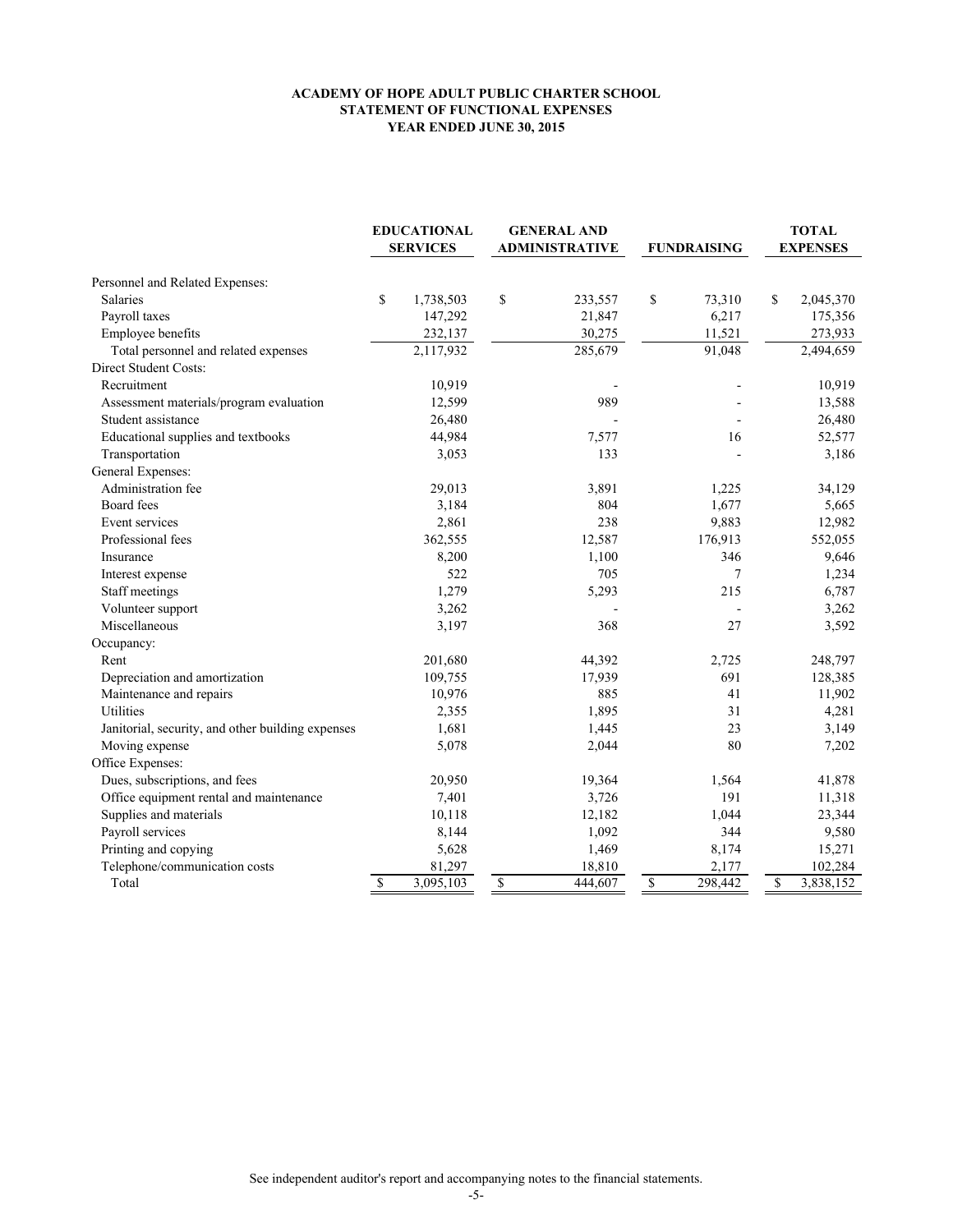# ACADEMY OF HOPE ADULT PUBLIC CHARTER SCHOOL
## STATEMENT OF FUNCTIONAL EXPENSES
### YEAR ENDED JUNE 30, 2015

| | EDUCATIONAL SERVICES | GENERAL AND ADMINISTRATIVE | FUNDRAISING | TOTAL EXPENSES |
|---|---|---|---|---|
| Personnel and Related Expenses: | | | | |
| Salaries | $ 1,738,503 | $ 233,557 | $ 73,310 | $ 2,045,370 |
| Payroll taxes | 147,292 | 21,847 | 6,217 | 175,356 |
| Employee benefits | 232,137 | 30,275 | 11,521 | 273,933 |
| Total personnel and related expenses | 2,117,932 | 285,679 | 91,048 | 2,494,659 |
| Direct Student Costs: | | | | |
| Recruitment | 10,919 | - | - | 10,919 |
| Assessment materials/program evaluation | 12,599 | 989 | - | 13,588 |
| Student assistance | 26,480 | - | - | 26,480 |
| Educational supplies and textbooks | 44,984 | 7,577 | 16 | 52,577 |
| Transportation | 3,053 | 133 | - | 3,186 |
| General Expenses: | | | | |
| Administration fee | 29,013 | 3,891 | 1,225 | 34,129 |
| Board fees | 3,184 | 804 | 1,677 | 5,665 |
| Event services | 2,861 | 238 | 9,883 | 12,982 |
| Professional fees | 362,555 | 12,587 | 176,913 | 552,055 |
| Insurance | 8,200 | 1,100 | 346 | 9,646 |
| Interest expense | 522 | 705 | 7 | 1,234 |
| Staff meetings | 1,279 | 5,293 | 215 | 6,787 |
| Volunteer support | 3,262 | - | - | 3,262 |
| Miscellaneous | 3,197 | 368 | 27 | 3,592 |
| Occupancy: | | | | |
| Rent | 201,680 | 44,392 | 2,725 | 248,797 |
| Depreciation and amortization | 109,755 | 17,939 | 691 | 128,385 |
| Maintenance and repairs | 10,976 | 885 | 41 | 11,902 |
| Utilities | 2,355 | 1,895 | 31 | 4,281 |
| Janitorial, security, and other building expenses | 1,681 | 1,445 | 23 | 3,149 |
| Moving expense | 5,078 | 2,044 | 80 | 7,202 |
| Office Expenses: | | | | |
| Dues, subscriptions, and fees | 20,950 | 19,364 | 1,564 | 41,878 |
| Office equipment rental and maintenance | 7,401 | 3,726 | 191 | 11,318 |
| Supplies and materials | 10,118 | 12,182 | 1,044 | 23,344 |
| Payroll services | 8,144 | 1,092 | 344 | 9,580 |
| Printing and copying | 5,628 | 1,469 | 8,174 | 15,271 |
| Telephone/communication costs | 81,297 | 18,810 | 2,177 | 102,284 |
| Total | $ 3,095,103 | $ 444,607 | $ 298,442 | $ 3,838,152 |

See independent auditor's report and accompanying notes to the financial statements.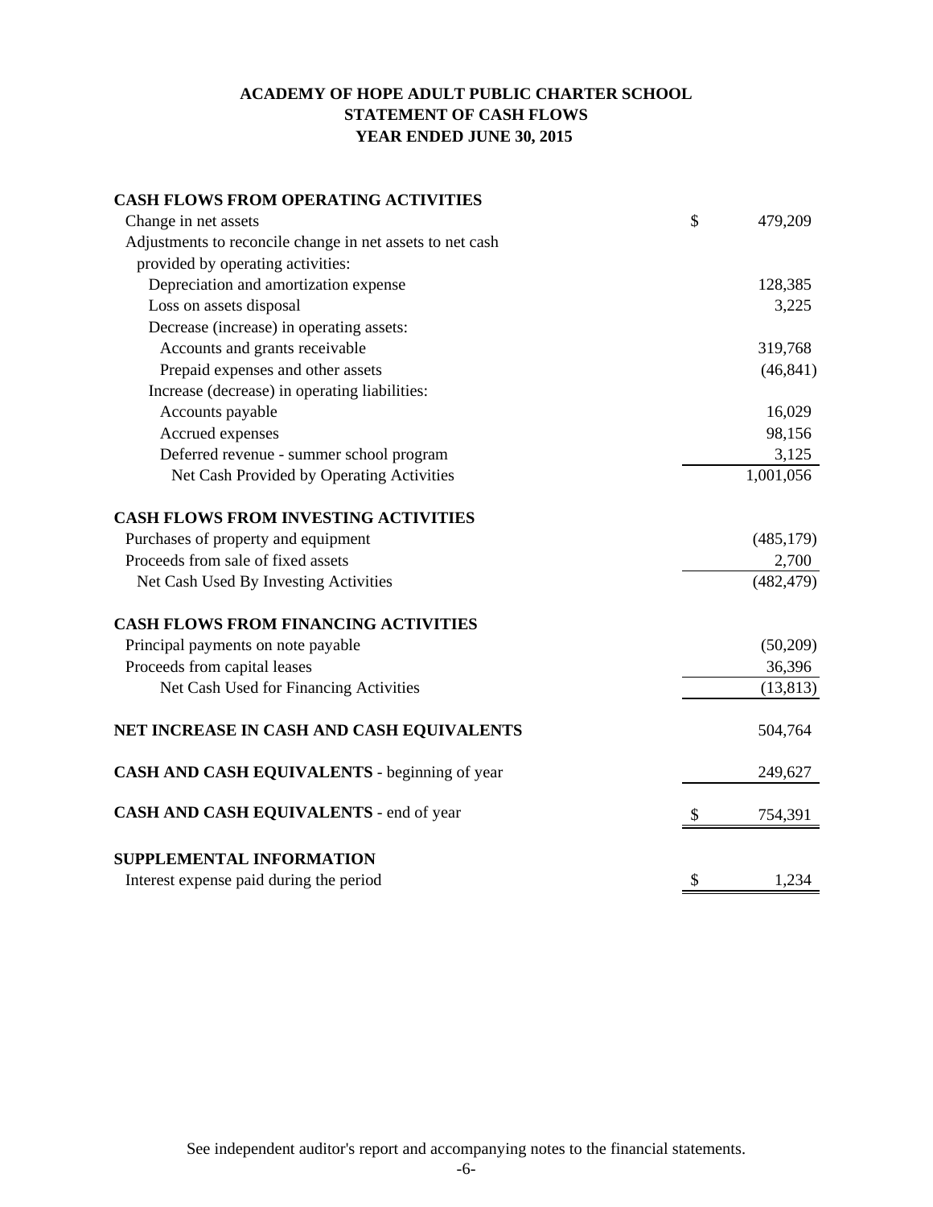# ACADEMY OF HOPE ADULT PUBLIC CHARTER SCHOOL
## STATEMENT OF CASH FLOWS
## YEAR ENDED JUNE 30, 2015

| | |
|---|---|
| **CASH FLOWS FROM OPERATING ACTIVITIES** | |
| Change in net assets | $ 479,209 |
| Adjustments to reconcile change in net assets to net cash provided by operating activities: | |
| Depreciation and amortization expense | 128,385 |
| Loss on assets disposal | 3,225 |
| Decrease (increase) in operating assets: | |
| Accounts and grants receivable | 319,768 |
| Prepaid expenses and other assets | (46,841) |
| Increase (decrease) in operating liabilities: | |
| Accounts payable | 16,029 |
| Accrued expenses | 98,156 |
| Deferred revenue - summer school program | 3,125 |
| Net Cash Provided by Operating Activities | 1,001,056 |
| **CASH FLOWS FROM INVESTING ACTIVITIES** | |
| Purchases of property and equipment | (485,179) |
| Proceeds from sale of fixed assets | 2,700 |
| Net Cash Used By Investing Activities | (482,479) |
| **CASH FLOWS FROM FINANCING ACTIVITIES** | |
| Principal payments on note payable | (50,209) |
| Proceeds from capital leases | 36,396 |
| Net Cash Used for Financing Activities | (13,813) |
| **NET INCREASE IN CASH AND CASH EQUIVALENTS** | 504,764 |
| **CASH AND CASH EQUIVALENTS** - beginning of year | 249,627 |
| **CASH AND CASH EQUIVALENTS** - end of year | $ 754,391 |
| **SUPPLEMENTAL INFORMATION** | |
| Interest expense paid during the period | $ 1,234 |

See independent auditor's report and accompanying notes to the financial statements.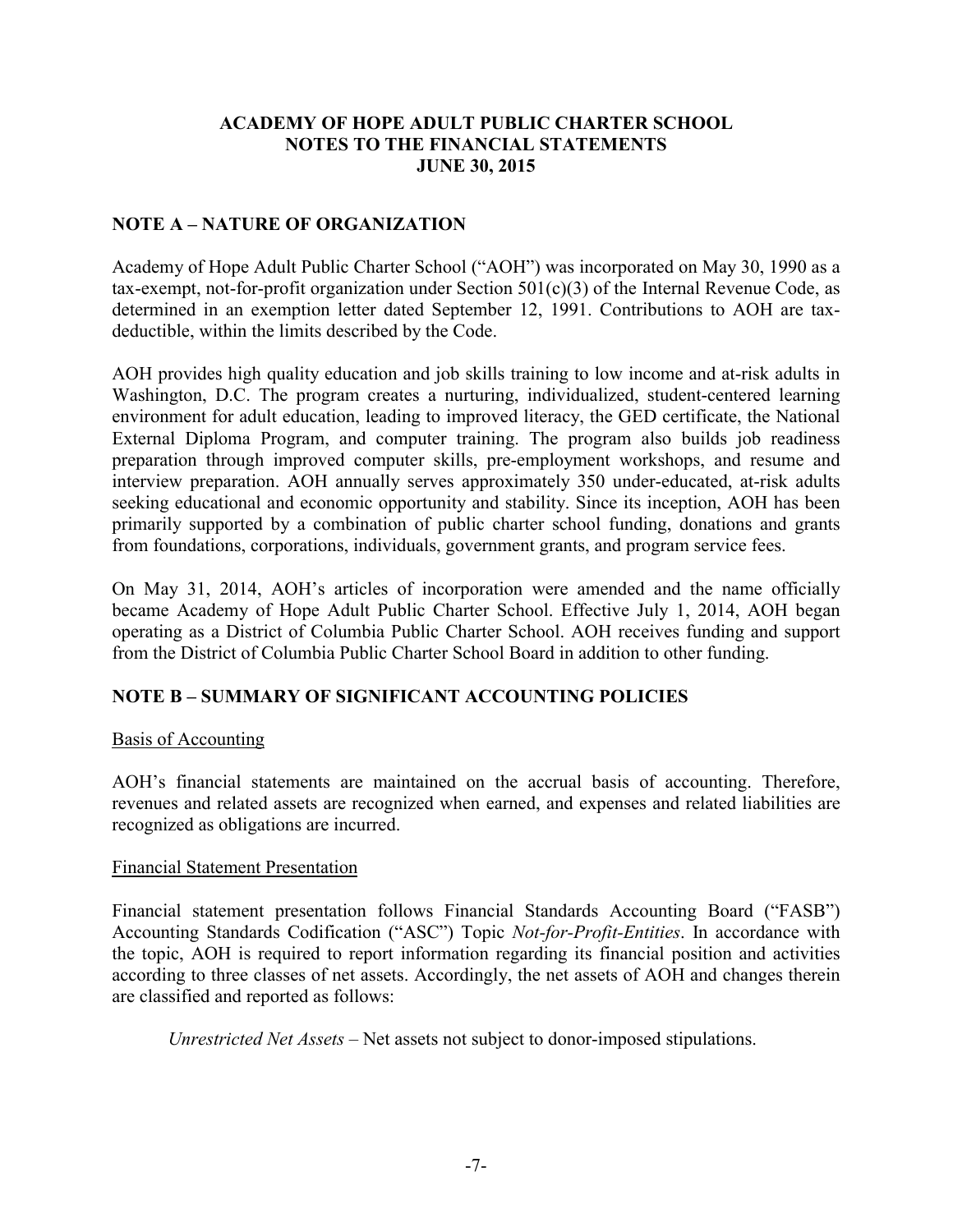**ACADEMY OF HOPE ADULT PUBLIC CHARTER SCHOOL**
**NOTES TO THE FINANCIAL STATEMENTS**
**JUNE 30, 2015**

## NOTE A – NATURE OF ORGANIZATION

Academy of Hope Adult Public Charter School ("AOH") was incorporated on May 30, 1990 as a tax-exempt, not-for-profit organization under Section 501(c)(3) of the Internal Revenue Code, as determined in an exemption letter dated September 12, 1991. Contributions to AOH are tax-deductible, within the limits described by the Code.

AOH provides high quality education and job skills training to low income and at-risk adults in Washington, D.C. The program creates a nurturing, individualized, student-centered learning environment for adult education, leading to improved literacy, the GED certificate, the National External Diploma Program, and computer training. The program also builds job readiness preparation through improved computer skills, pre-employment workshops, and resume and interview preparation. AOH annually serves approximately 350 under-educated, at-risk adults seeking educational and economic opportunity and stability. Since its inception, AOH has been primarily supported by a combination of public charter school funding, donations and grants from foundations, corporations, individuals, government grants, and program service fees.

On May 31, 2014, AOH's articles of incorporation were amended and the name officially became Academy of Hope Adult Public Charter School. Effective July 1, 2014, AOH began operating as a District of Columbia Public Charter School. AOH receives funding and support from the District of Columbia Public Charter School Board in addition to other funding.

## NOTE B – SUMMARY OF SIGNIFICANT ACCOUNTING POLICIES

Basis of Accounting

AOH's financial statements are maintained on the accrual basis of accounting. Therefore, revenues and related assets are recognized when earned, and expenses and related liabilities are recognized as obligations are incurred.

Financial Statement Presentation

Financial statement presentation follows Financial Standards Accounting Board ("FASB") Accounting Standards Codification ("ASC") Topic *Not-for-Profit-Entities*. In accordance with the topic, AOH is required to report information regarding its financial position and activities according to three classes of net assets. Accordingly, the net assets of AOH and changes therein are classified and reported as follows:

*Unrestricted Net Assets* – Net assets not subject to donor-imposed stipulations.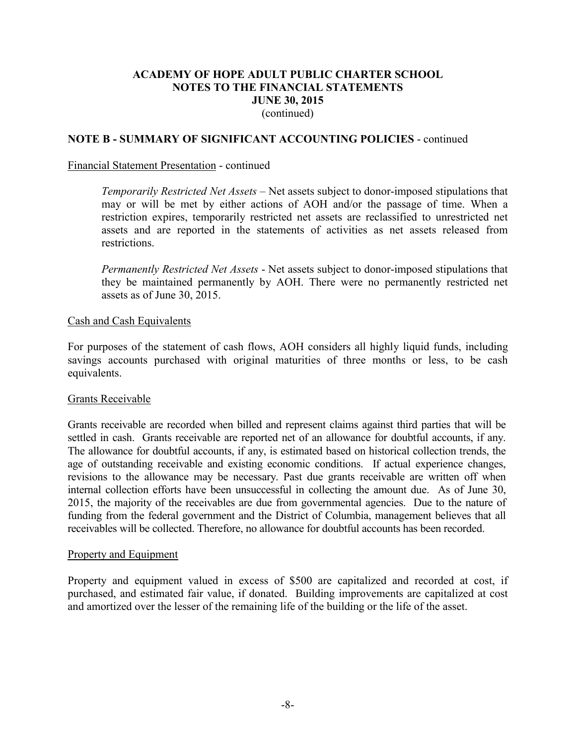**ACADEMY OF HOPE ADULT PUBLIC CHARTER SCHOOL**
**NOTES TO THE FINANCIAL STATEMENTS**
**JUNE 30, 2015**
(continued)

**NOTE B - SUMMARY OF SIGNIFICANT ACCOUNTING POLICIES** - continued

Financial Statement Presentation - continued

*Temporarily Restricted Net Assets* – Net assets subject to donor-imposed stipulations that may or will be met by either actions of AOH and/or the passage of time. When a restriction expires, temporarily restricted net assets are reclassified to unrestricted net assets and are reported in the statements of activities as net assets released from restrictions.

*Permanently Restricted Net Assets* - Net assets subject to donor-imposed stipulations that they be maintained permanently by AOH. There were no permanently restricted net assets as of June 30, 2015.

Cash and Cash Equivalents

For purposes of the statement of cash flows, AOH considers all highly liquid funds, including savings accounts purchased with original maturities of three months or less, to be cash equivalents.

Grants Receivable

Grants receivable are recorded when billed and represent claims against third parties that will be settled in cash. Grants receivable are reported net of an allowance for doubtful accounts, if any. The allowance for doubtful accounts, if any, is estimated based on historical collection trends, the age of outstanding receivable and existing economic conditions. If actual experience changes, revisions to the allowance may be necessary. Past due grants receivable are written off when internal collection efforts have been unsuccessful in collecting the amount due. As of June 30, 2015, the majority of the receivables are due from governmental agencies. Due to the nature of funding from the federal government and the District of Columbia, management believes that all receivables will be collected. Therefore, no allowance for doubtful accounts has been recorded.

Property and Equipment

Property and equipment valued in excess of $500 are capitalized and recorded at cost, if purchased, and estimated fair value, if donated. Building improvements are capitalized at cost and amortized over the lesser of the remaining life of the building or the life of the asset.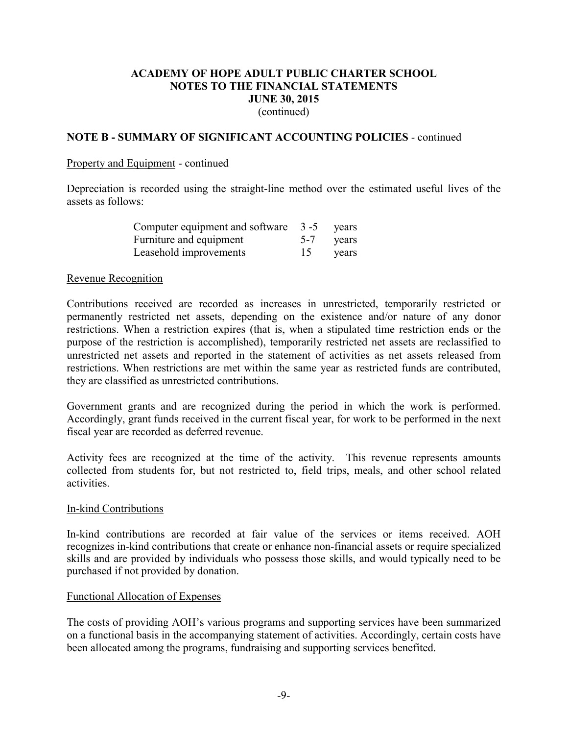# ACADEMY OF HOPE ADULT PUBLIC CHARTER SCHOOL
## NOTES TO THE FINANCIAL STATEMENTS
## JUNE 30, 2015
(continued)

### NOTE B - SUMMARY OF SIGNIFICANT ACCOUNTING POLICIES - continued

Property and Equipment - continued

Depreciation is recorded using the straight-line method over the estimated useful lives of the assets as follows:

| | | |
|---|---|---|
| Computer equipment and software | 3 -5 | years |
| Furniture and equipment | 5-7 | years |
| Leasehold improvements | 15 | years |

Revenue Recognition

Contributions received are recorded as increases in unrestricted, temporarily restricted or permanently restricted net assets, depending on the existence and/or nature of any donor restrictions. When a restriction expires (that is, when a stipulated time restriction ends or the purpose of the restriction is accomplished), temporarily restricted net assets are reclassified to unrestricted net assets and reported in the statement of activities as net assets released from restrictions. When restrictions are met within the same year as restricted funds are contributed, they are classified as unrestricted contributions.

Government grants and are recognized during the period in which the work is performed. Accordingly, grant funds received in the current fiscal year, for work to be performed in the next fiscal year are recorded as deferred revenue.

Activity fees are recognized at the time of the activity. This revenue represents amounts collected from students for, but not restricted to, field trips, meals, and other school related activities.

In-kind Contributions

In-kind contributions are recorded at fair value of the services or items received. AOH recognizes in-kind contributions that create or enhance non-financial assets or require specialized skills and are provided by individuals who possess those skills, and would typically need to be purchased if not provided by donation.

Functional Allocation of Expenses

The costs of providing AOH's various programs and supporting services have been summarized on a functional basis in the accompanying statement of activities. Accordingly, certain costs have been allocated among the programs, fundraising and supporting services benefited.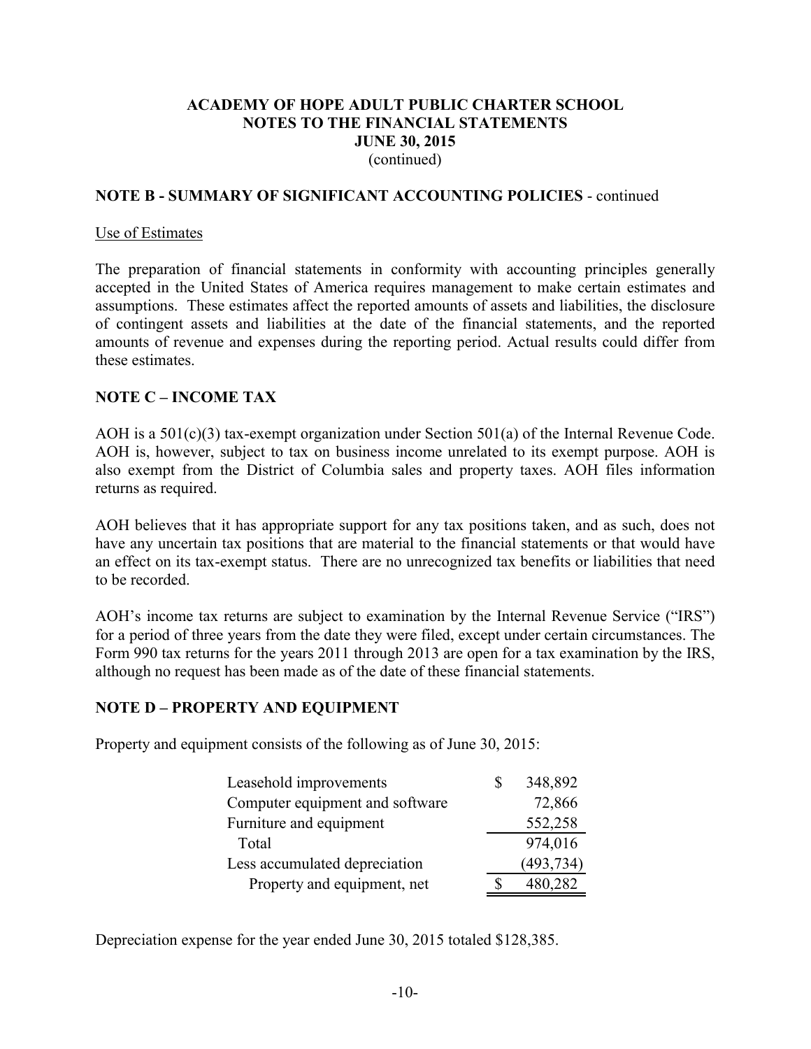# ACADEMY OF HOPE ADULT PUBLIC CHARTER SCHOOL
## NOTES TO THE FINANCIAL STATEMENTS
## JUNE 30, 2015
(continued)

**NOTE B - SUMMARY OF SIGNIFICANT ACCOUNTING POLICIES** - continued

Use of Estimates

The preparation of financial statements in conformity with accounting principles generally accepted in the United States of America requires management to make certain estimates and assumptions. These estimates affect the reported amounts of assets and liabilities, the disclosure of contingent assets and liabilities at the date of the financial statements, and the reported amounts of revenue and expenses during the reporting period. Actual results could differ from these estimates.

**NOTE C – INCOME TAX**

AOH is a 501(c)(3) tax-exempt organization under Section 501(a) of the Internal Revenue Code. AOH is, however, subject to tax on business income unrelated to its exempt purpose. AOH is also exempt from the District of Columbia sales and property taxes. AOH files information returns as required.

AOH believes that it has appropriate support for any tax positions taken, and as such, does not have any uncertain tax positions that are material to the financial statements or that would have an effect on its tax-exempt status. There are no unrecognized tax benefits or liabilities that need to be recorded.

AOH's income tax returns are subject to examination by the Internal Revenue Service ("IRS") for a period of three years from the date they were filed, except under certain circumstances. The Form 990 tax returns for the years 2011 through 2013 are open for a tax examination by the IRS, although no request has been made as of the date of these financial statements.

**NOTE D – PROPERTY AND EQUIPMENT**

Property and equipment consists of the following as of June 30, 2015:

| | |
|---|---|
| Leasehold improvements | $ 348,892 |
| Computer equipment and software | 72,866 |
| Furniture and equipment | 552,258 |
| Total | 974,016 |
| Less accumulated depreciation | (493,734) |
| Property and equipment, net | $ 480,282 |

Depreciation expense for the year ended June 30, 2015 totaled $128,385.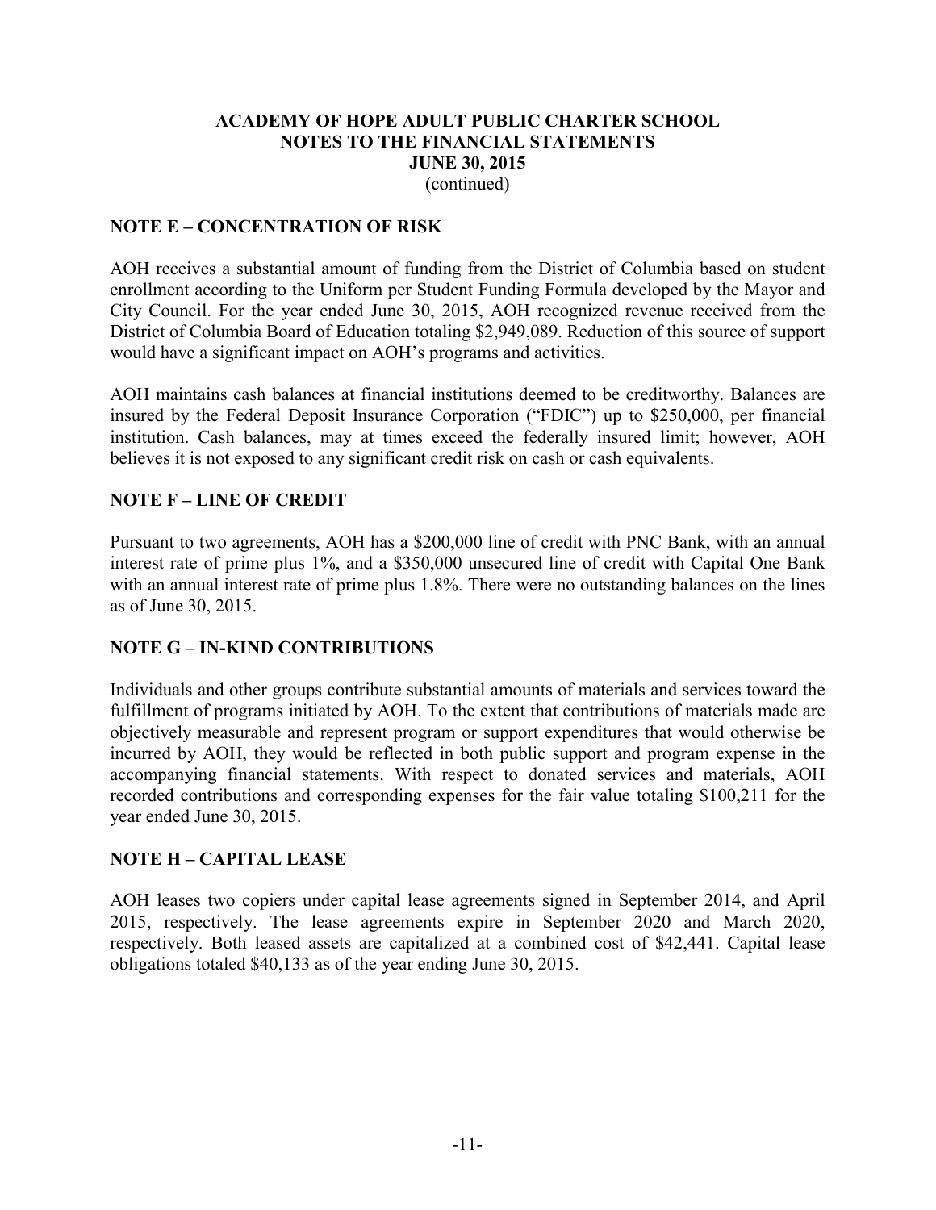**ACADEMY OF HOPE ADULT PUBLIC CHARTER SCHOOL**
**NOTES TO THE FINANCIAL STATEMENTS**
**JUNE 30, 2015**
(continued)

## NOTE E – CONCENTRATION OF RISK

AOH receives a substantial amount of funding from the District of Columbia based on student enrollment according to the Uniform per Student Funding Formula developed by the Mayor and City Council. For the year ended June 30, 2015, AOH recognized revenue received from the District of Columbia Board of Education totaling $2,949,089. Reduction of this source of support would have a significant impact on AOH's programs and activities.

AOH maintains cash balances at financial institutions deemed to be creditworthy. Balances are insured by the Federal Deposit Insurance Corporation ("FDIC") up to $250,000, per financial institution. Cash balances, may at times exceed the federally insured limit; however, AOH believes it is not exposed to any significant credit risk on cash or cash equivalents.

## NOTE F – LINE OF CREDIT

Pursuant to two agreements, AOH has a $200,000 line of credit with PNC Bank, with an annual interest rate of prime plus 1%, and a $350,000 unsecured line of credit with Capital One Bank with an annual interest rate of prime plus 1.8%. There were no outstanding balances on the lines as of June 30, 2015.

## NOTE G – IN-KIND CONTRIBUTIONS

Individuals and other groups contribute substantial amounts of materials and services toward the fulfillment of programs initiated by AOH. To the extent that contributions of materials made are objectively measurable and represent program or support expenditures that would otherwise be incurred by AOH, they would be reflected in both public support and program expense in the accompanying financial statements. With respect to donated services and materials, AOH recorded contributions and corresponding expenses for the fair value totaling $100,211 for the year ended June 30, 2015.

## NOTE H – CAPITAL LEASE

AOH leases two copiers under capital lease agreements signed in September 2014, and April 2015, respectively. The lease agreements expire in September 2020 and March 2020, respectively. Both leased assets are capitalized at a combined cost of $42,441. Capital lease obligations totaled $40,133 as of the year ending June 30, 2015.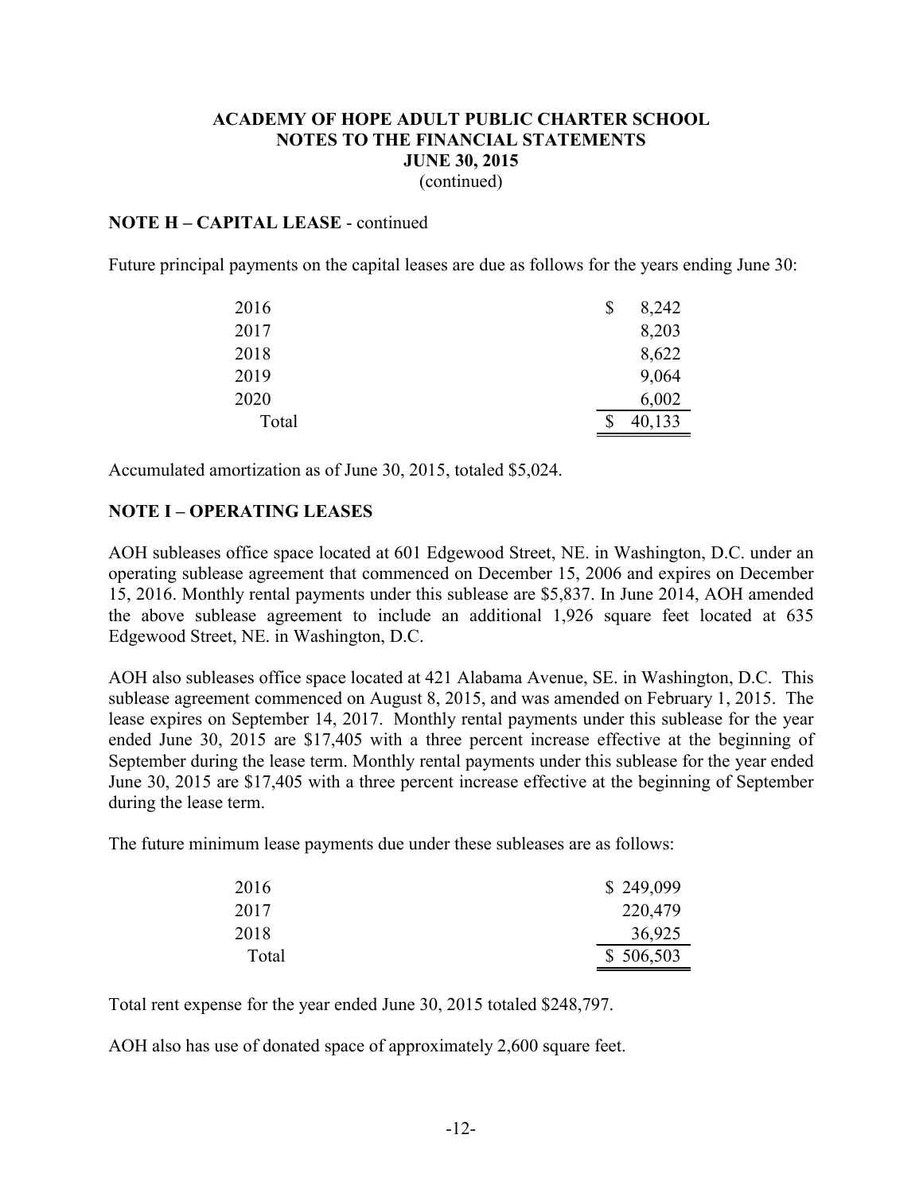**ACADEMY OF HOPE ADULT PUBLIC CHARTER SCHOOL**
**NOTES TO THE FINANCIAL STATEMENTS**
**JUNE 30, 2015**
(continued)

**NOTE H – CAPITAL LEASE** - continued

Future principal payments on the capital leases are due as follows for the years ending June 30:

| | |
|---|---|
| 2016 | $ 8,242 |
| 2017 | 8,203 |
| 2018 | 8,622 |
| 2019 | 9,064 |
| 2020 | 6,002 |
| Total | $ 40,133 |

Accumulated amortization as of June 30, 2015, totaled $5,024.

**NOTE I – OPERATING LEASES**

AOH subleases office space located at 601 Edgewood Street, NE. in Washington, D.C. under an operating sublease agreement that commenced on December 15, 2006 and expires on December 15, 2016. Monthly rental payments under this sublease are $5,837. In June 2014, AOH amended the above sublease agreement to include an additional 1,926 square feet located at 635 Edgewood Street, NE. in Washington, D.C.

AOH also subleases office space located at 421 Alabama Avenue, SE. in Washington, D.C. This sublease agreement commenced on August 8, 2015, and was amended on February 1, 2015. The lease expires on September 14, 2017. Monthly rental payments under this sublease for the year ended June 30, 2015 are $17,405 with a three percent increase effective at the beginning of September during the lease term. Monthly rental payments under this sublease for the year ended June 30, 2015 are $17,405 with a three percent increase effective at the beginning of September during the lease term.

The future minimum lease payments due under these subleases are as follows:

| | |
|---|---|
| 2016 | $ 249,099 |
| 2017 | 220,479 |
| 2018 | 36,925 |
| Total | $ 506,503 |

Total rent expense for the year ended June 30, 2015 totaled $248,797.

AOH also has use of donated space of approximately 2,600 square feet.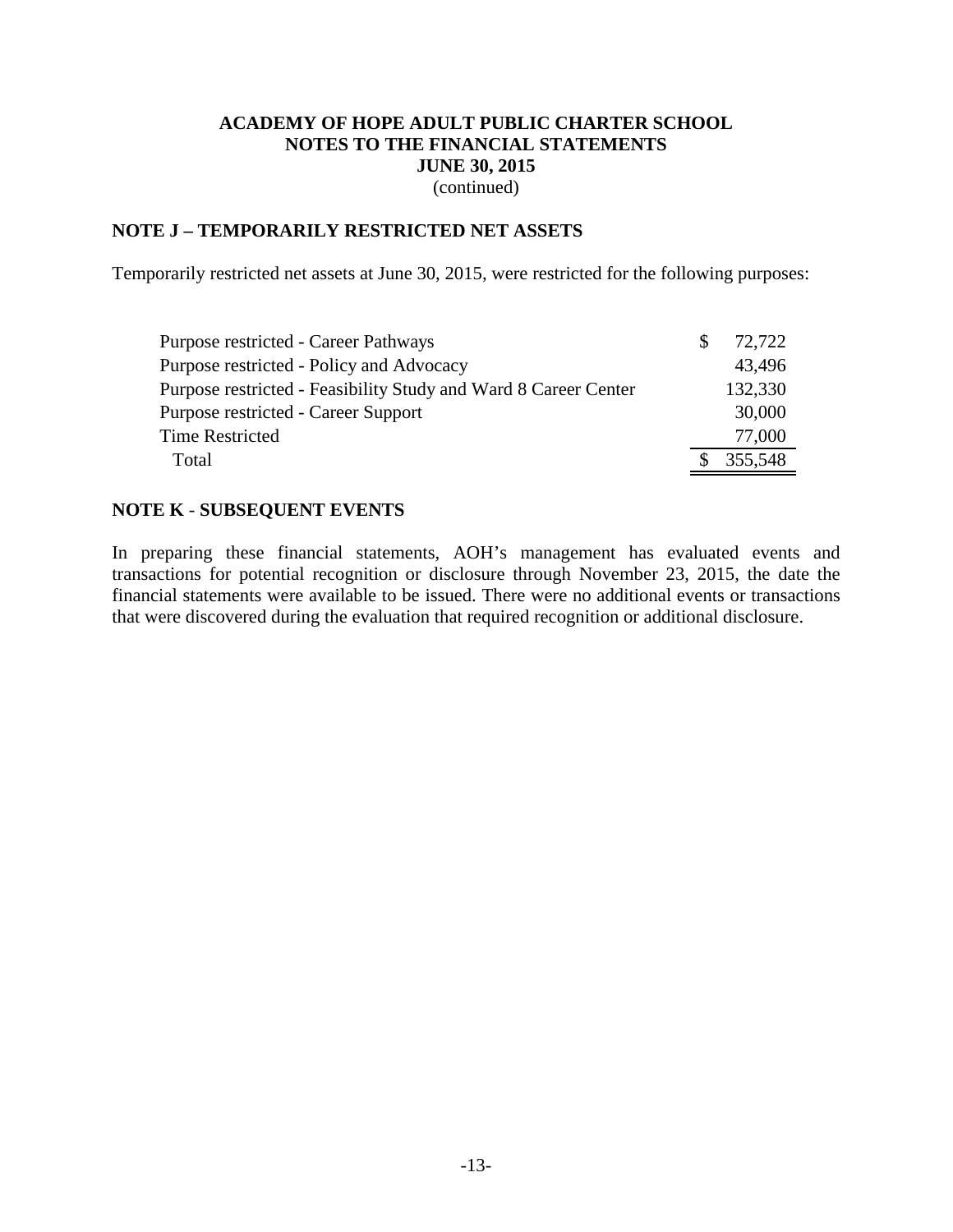**ACADEMY OF HOPE ADULT PUBLIC CHARTER SCHOOL**
**NOTES TO THE FINANCIAL STATEMENTS**
**JUNE 30, 2015**
(continued)

## NOTE J – TEMPORARILY RESTRICTED NET ASSETS

Temporarily restricted net assets at June 30, 2015, were restricted for the following purposes:

| | |
|---|---|
| Purpose restricted - Career Pathways | $ 72,722 |
| Purpose restricted - Policy and Advocacy | 43,496 |
| Purpose restricted - Feasibility Study and Ward 8 Career Center | 132,330 |
| Purpose restricted - Career Support | 30,000 |
| Time Restricted | 77,000 |
| Total | $ 355,548 |

## NOTE K - SUBSEQUENT EVENTS

In preparing these financial statements, AOH's management has evaluated events and transactions for potential recognition or disclosure through November 23, 2015, the date the financial statements were available to be issued. There were no additional events or transactions that were discovered during the evaluation that required recognition or additional disclosure.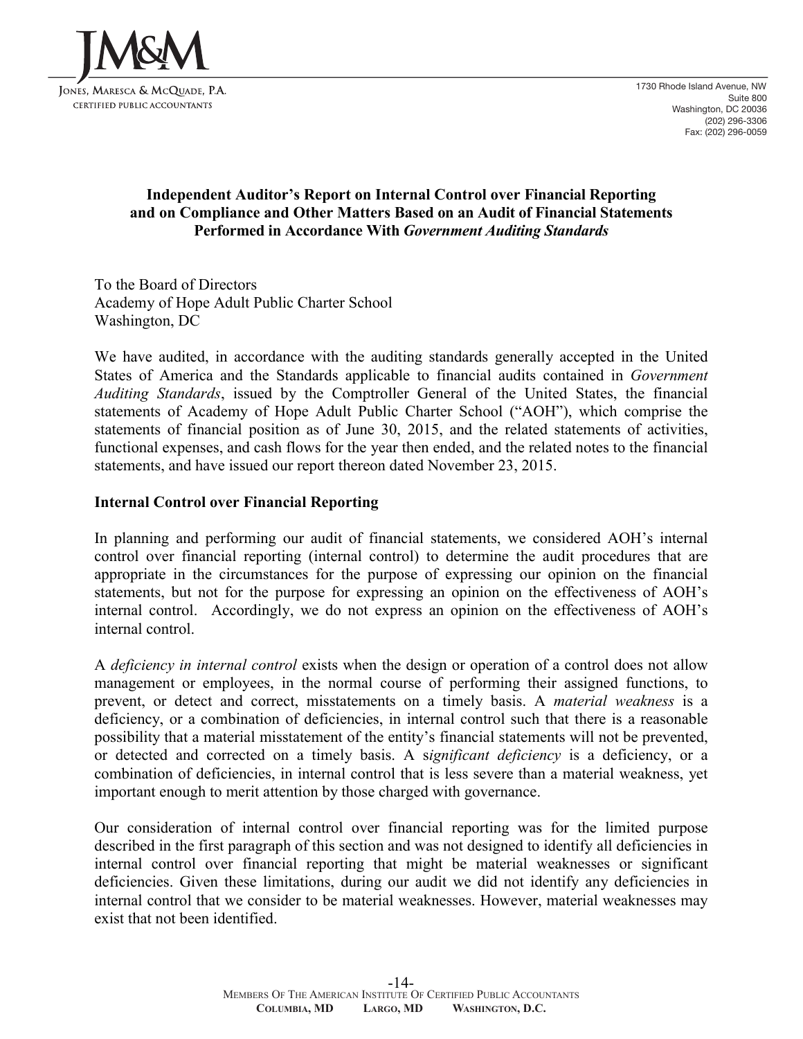JM&M

Jones, Maresca & McQuade, P.A.
Certified Public Accountants

1730 Rhode Island Avenue, NW
Suite 800
Washington, DC 20036
(202) 296-3306
Fax: (202) 296-0059

## Independent Auditor's Report on Internal Control over Financial Reporting and on Compliance and Other Matters Based on an Audit of Financial Statements Performed in Accordance With *Government Auditing Standards*

To the Board of Directors
Academy of Hope Adult Public Charter School
Washington, DC

We have audited, in accordance with the auditing standards generally accepted in the United States of America and the Standards applicable to financial audits contained in *Government Auditing Standards*, issued by the Comptroller General of the United States, the financial statements of Academy of Hope Adult Public Charter School ("AOH"), which comprise the statements of financial position as of June 30, 2015, and the related statements of activities, functional expenses, and cash flows for the year then ended, and the related notes to the financial statements, and have issued our report thereon dated November 23, 2015.

### Internal Control over Financial Reporting

In planning and performing our audit of financial statements, we considered AOH's internal control over financial reporting (internal control) to determine the audit procedures that are appropriate in the circumstances for the purpose of expressing our opinion on the financial statements, but not for the purpose for expressing an opinion on the effectiveness of AOH's internal control. Accordingly, we do not express an opinion on the effectiveness of AOH's internal control.

A *deficiency in internal control* exists when the design or operation of a control does not allow management or employees, in the normal course of performing their assigned functions, to prevent, or detect and correct, misstatements on a timely basis. A *material weakness* is a deficiency, or a combination of deficiencies, in internal control such that there is a reasonable possibility that a material misstatement of the entity's financial statements will not be prevented, or detected and corrected on a timely basis. A s*ignificant deficiency* is a deficiency, or a combination of deficiencies, in internal control that is less severe than a material weakness, yet important enough to merit attention by those charged with governance.

Our consideration of internal control over financial reporting was for the limited purpose described in the first paragraph of this section and was not designed to identify all deficiencies in internal control over financial reporting that might be material weaknesses or significant deficiencies. Given these limitations, during our audit we did not identify any deficiencies in internal control that we consider to be material weaknesses. However, material weaknesses may exist that not been identified.

Members Of The American Institute Of Certified Public Accountants
Columbia, MD Largo, MD Washington, D.C.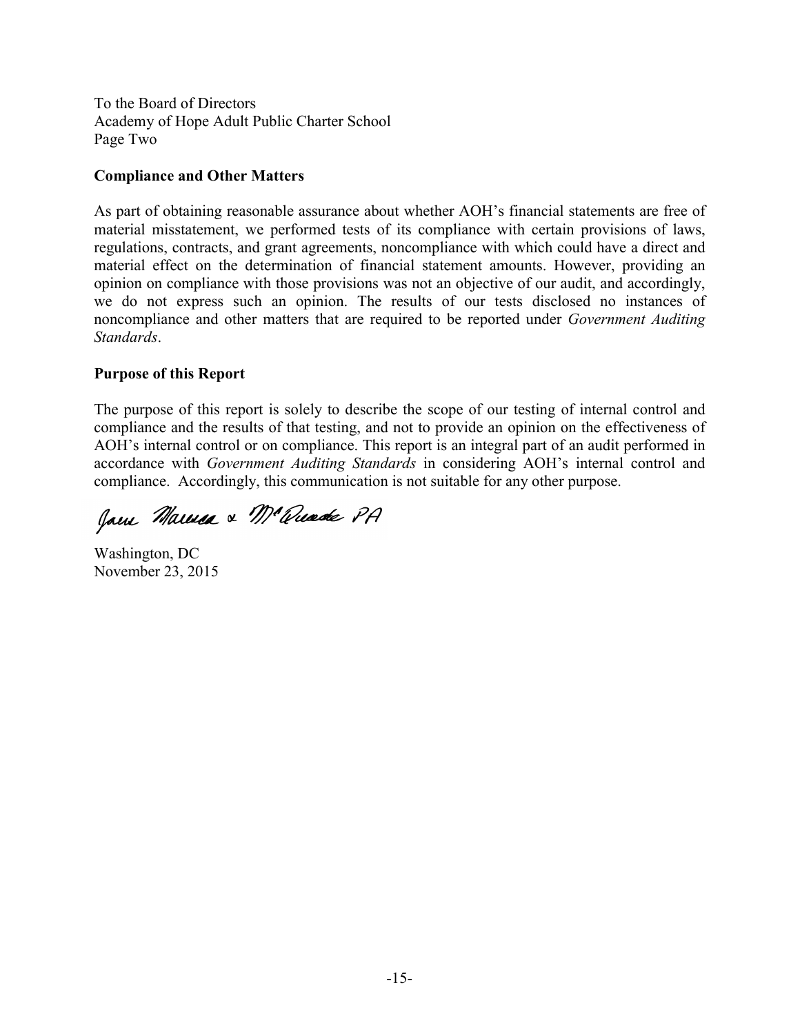To the Board of Directors
Academy of Hope Adult Public Charter School
Page Two

**Compliance and Other Matters**

As part of obtaining reasonable assurance about whether AOH's financial statements are free of material misstatement, we performed tests of its compliance with certain provisions of laws, regulations, contracts, and grant agreements, noncompliance with which could have a direct and material effect on the determination of financial statement amounts. However, providing an opinion on compliance with those provisions was not an objective of our audit, and accordingly, we do not express such an opinion. The results of our tests disclosed no instances of noncompliance and other matters that are required to be reported under *Government Auditing Standards*.

**Purpose of this Report**

The purpose of this report is solely to describe the scope of our testing of internal control and compliance and the results of that testing, and not to provide an opinion on the effectiveness of AOH's internal control or on compliance. This report is an integral part of an audit performed in accordance with *Government Auditing Standards* in considering AOH's internal control and compliance. Accordingly, this communication is not suitable for any other purpose.

Jane Marcus & McQuade PA

Washington, DC
November 23, 2015